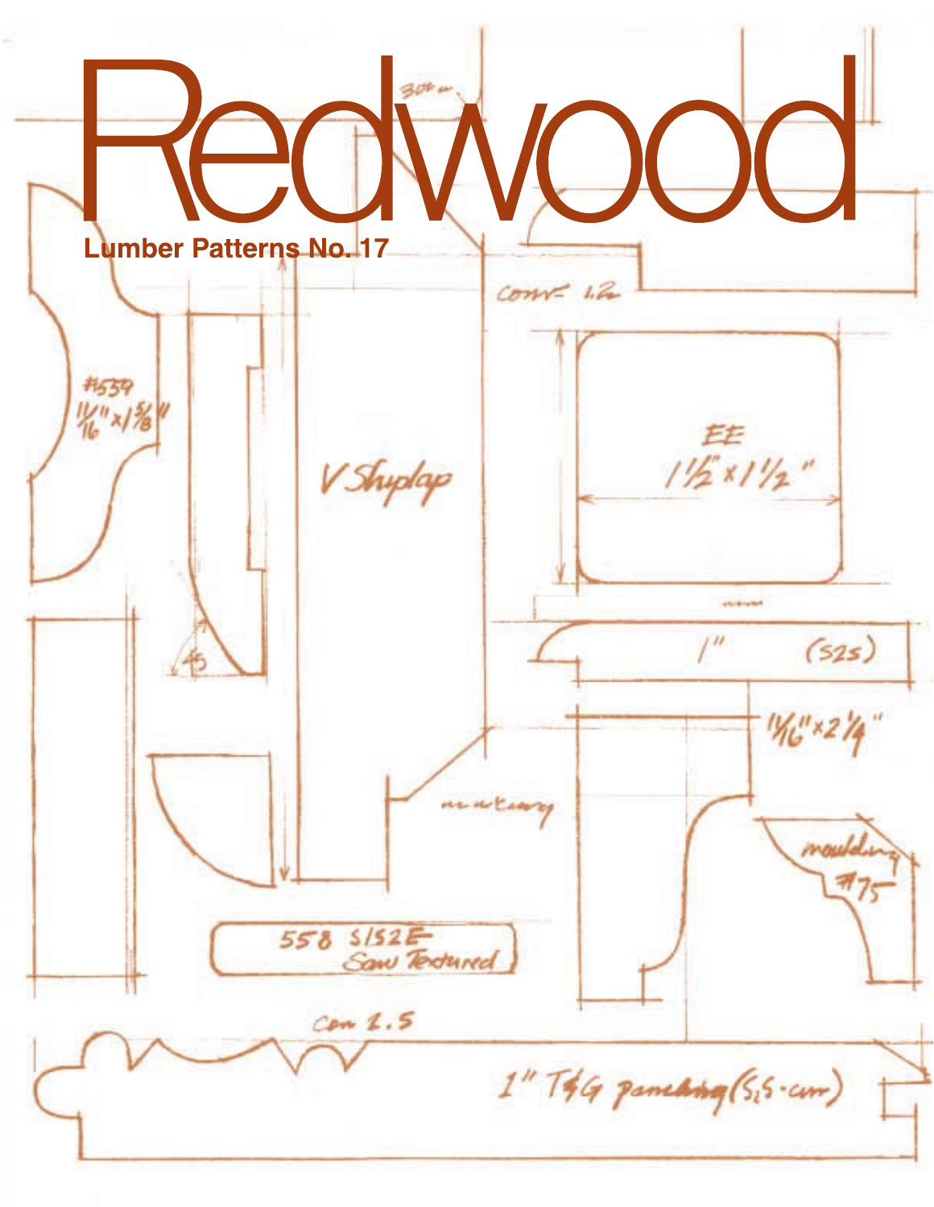# Redwood

## Lumber Patterns No. 17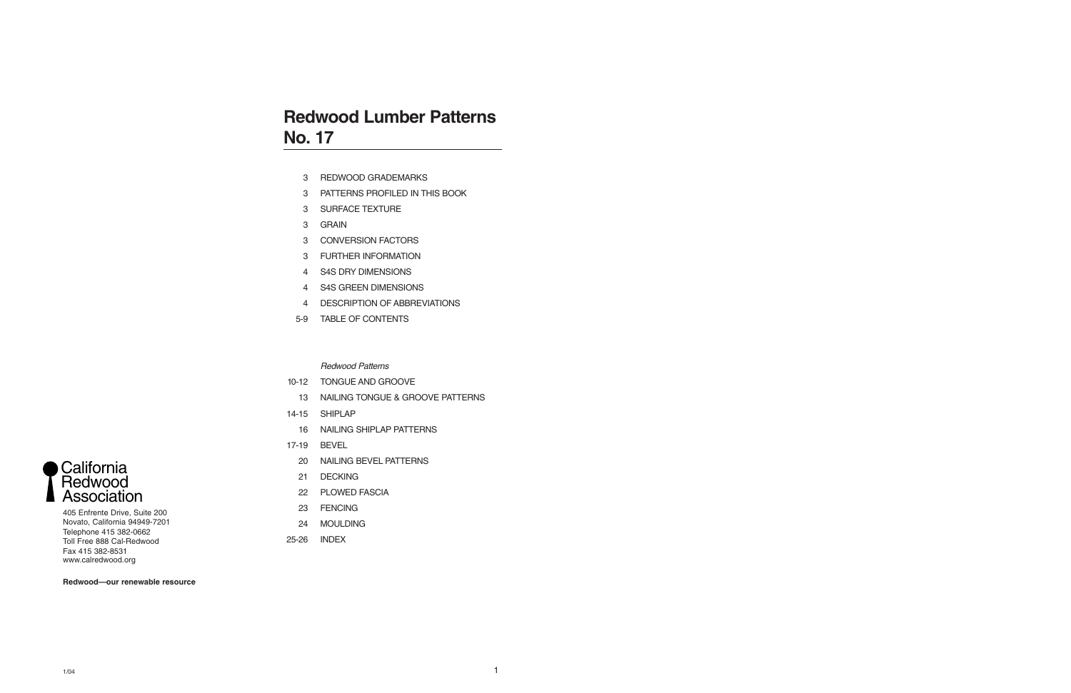# Redwood Lumber Patterns No. 17

| Page | Section |
|---|---|
| 3 | REDWOOD GRADEMARKS |
| 3 | PATTERNS PROFILED IN THIS BOOK |
| 3 | SURFACE TEXTURE |
| 3 | GRAIN |
| 3 | CONVERSION FACTORS |
| 3 | FURTHER INFORMATION |
| 4 | S4S DRY DIMENSIONS |
| 4 | S4S GREEN DIMENSIONS |
| 4 | DESCRIPTION OF ABBREVIATIONS |
| 5-9 | TABLE OF CONTENTS |

*Redwood Patterns*

| Page | Section |
|---|---|
| 10-12 | TONGUE AND GROOVE |
| 13 | NAILING TONGUE & GROOVE PATTERNS |
| 14-15 | SHIPLAP |
| 16 | NAILING SHIPLAP PATTERNS |
| 17-19 | BEVEL |
| 20 | NAILING BEVEL PATTERNS |
| 21 | DECKING |
| 22 | PLOWED FASCIA |
| 23 | FENCING |
| 24 | MOULDING |
| 25-26 | INDEX |

California Redwood Association

405 Enfrente Drive, Suite 200
Novato, California 94949-7201
Telephone 415 382-0662
Toll Free 888 Cal-Redwood
Fax 415 382-8531
www.calredwood.org

**Redwood—our renewable resource**

1/04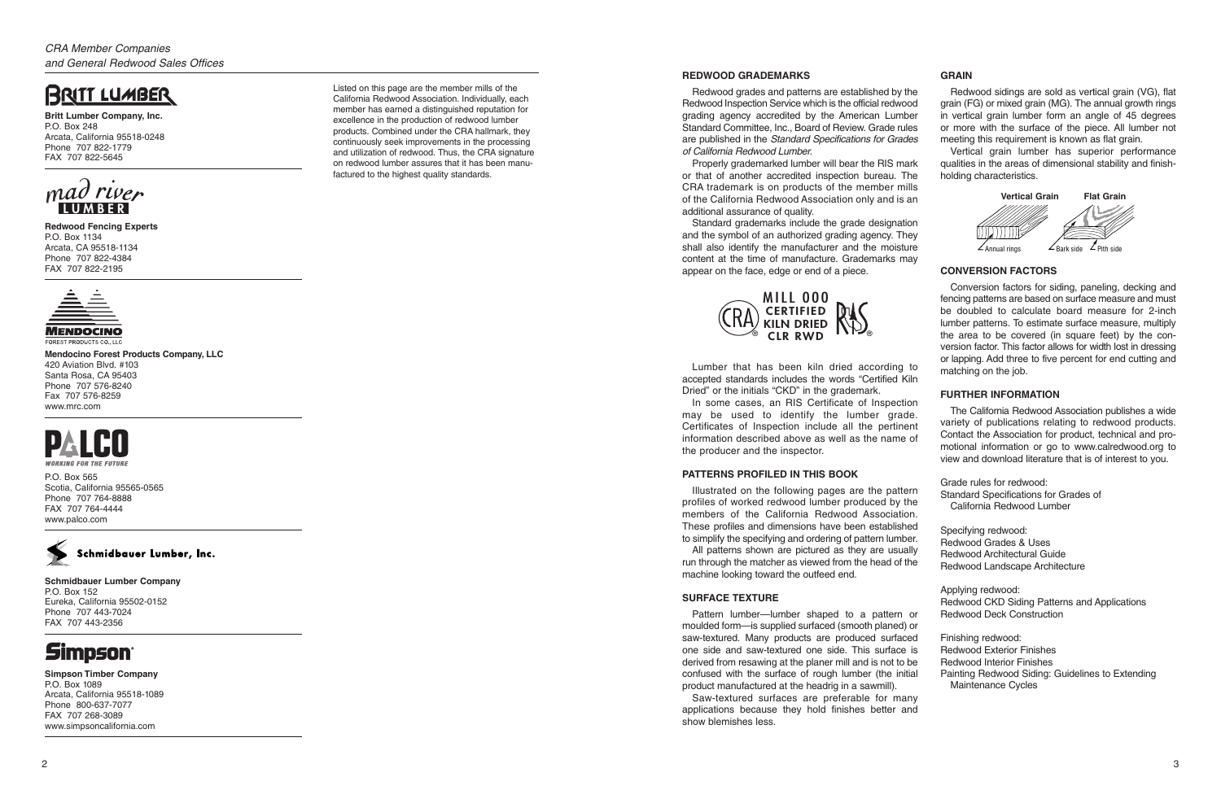*CRA Member Companies*
*and General Redwood Sales Offices*

**Britt Lumber Company, Inc.**
P.O. Box 248
Arcata, California 95518-0248
Phone 707 822-1779
FAX 707 822-5645

**Redwood Fencing Experts**
P.O. Box 1134
Arcata, CA 95518-1134
Phone 707 822-4384
FAX 707 822-2195

**Mendocino Forest Products Company, LLC**
420 Aviation Blvd. #103
Santa Rosa, CA 95403
Phone 707 576-8240
Fax 707 576-8259
www.mrc.com

P.O. Box 565
Scotia, California 95565-0565
Phone 707 764-8888
FAX 707 764-4444
www.palco.com

**Schmidbauer Lumber Company**
P.O. Box 152
Eureka, California 95502-0152
Phone 707 443-7024
FAX 707 443-2356

**Simpson Timber Company**
P.O. Box 1089
Arcata, California 95518-1089
Phone 800-637-7077
FAX 707 268-3089
www.simpsoncalifornia.com

Listed on this page are the member mills of the California Redwood Association. Individually, each member has earned a distinguished reputation for excellence in the production of redwood lumber products. Combined under the CRA hallmark, they continuously seek improvements in the processing and utilization of redwood. Thus, the CRA signature on redwood lumber assures that it has been manufactured to the highest quality standards.

## REDWOOD GRADEMARKS

Redwood grades and patterns are established by the Redwood Inspection Service which is the official redwood grading agency accredited by the American Lumber Standard Committee, Inc., Board of Review. Grade rules are published in the *Standard Specifications for Grades of California Redwood Lumber.*

Properly grademarked lumber will bear the RIS mark or that of another accredited inspection bureau. The CRA trademark is on products of the member mills of the California Redwood Association only and is an additional assurance of quality.

Standard grademarks include the grade designation and the symbol of an authorized grading agency. They shall also identify the manufacturer and the moisture content at the time of manufacture. Grademarks may appear on the face, edge or end of a piece.

MILL 000
CERTIFIED
KILN DRIED
CLR RWD

Lumber that has been kiln dried according to accepted standards includes the words "Certified Kiln Dried" or the initials "CKD" in the grademark.

In some cases, an RIS Certificate of Inspection may be used to identify the lumber grade. Certificates of Inspection include all the pertinent information described above as well as the name of the producer and the inspector.

## PATTERNS PROFILED IN THIS BOOK

Illustrated on the following pages are the pattern profiles of worked redwood lumber produced by the members of the California Redwood Association. These profiles and dimensions have been established to simplify the specifying and ordering of pattern lumber.

All patterns shown are pictured as they are usually run through the matcher as viewed from the head of the machine looking toward the outfeed end.

## SURFACE TEXTURE

Pattern lumber—lumber shaped to a pattern or moulded form—is supplied surfaced (smooth planed) or saw-textured. Many products are produced surfaced one side and saw-textured one side. This surface is derived from resawing at the planer mill and is not to be confused with the surface of rough lumber (the initial product manufactured at the headrig in a sawmill).

Saw-textured surfaces are preferable for many applications because they hold finishes better and show blemishes less.

## GRAIN

Redwood sidings are sold as vertical grain (VG), flat grain (FG) or mixed grain (MG). The annual growth rings in vertical grain lumber form an angle of 45 degrees or more with the surface of the piece. All lumber not meeting this requirement is known as flat grain.

Vertical grain lumber has superior performance qualities in the areas of dimensional stability and finish-holding characteristics.

Vertical Grain — Annual rings
Flat Grain — Bark side, Pith side

## CONVERSION FACTORS

Conversion factors for siding, paneling, decking and fencing patterns are based on surface measure and must be doubled to calculate board measure for 2-inch lumber patterns. To estimate surface measure, multiply the area to be covered (in square feet) by the conversion factor. This factor allows for width lost in dressing or lapping. Add three to five percent for end cutting and matching on the job.

## FURTHER INFORMATION

The California Redwood Association publishes a wide variety of publications relating to redwood products. Contact the Association for product, technical and promotional information or go to www.calredwood.org to view and download literature that is of interest to you.

Grade rules for redwood:
Standard Specifications for Grades of California Redwood Lumber

Specifying redwood:
Redwood Grades & Uses
Redwood Architectural Guide
Redwood Landscape Architecture

Applying redwood:
Redwood CKD Siding Patterns and Applications
Redwood Deck Construction

Finishing redwood:
Redwood Exterior Finishes
Redwood Interior Finishes
Painting Redwood Siding: Guidelines to Extending Maintenance Cycles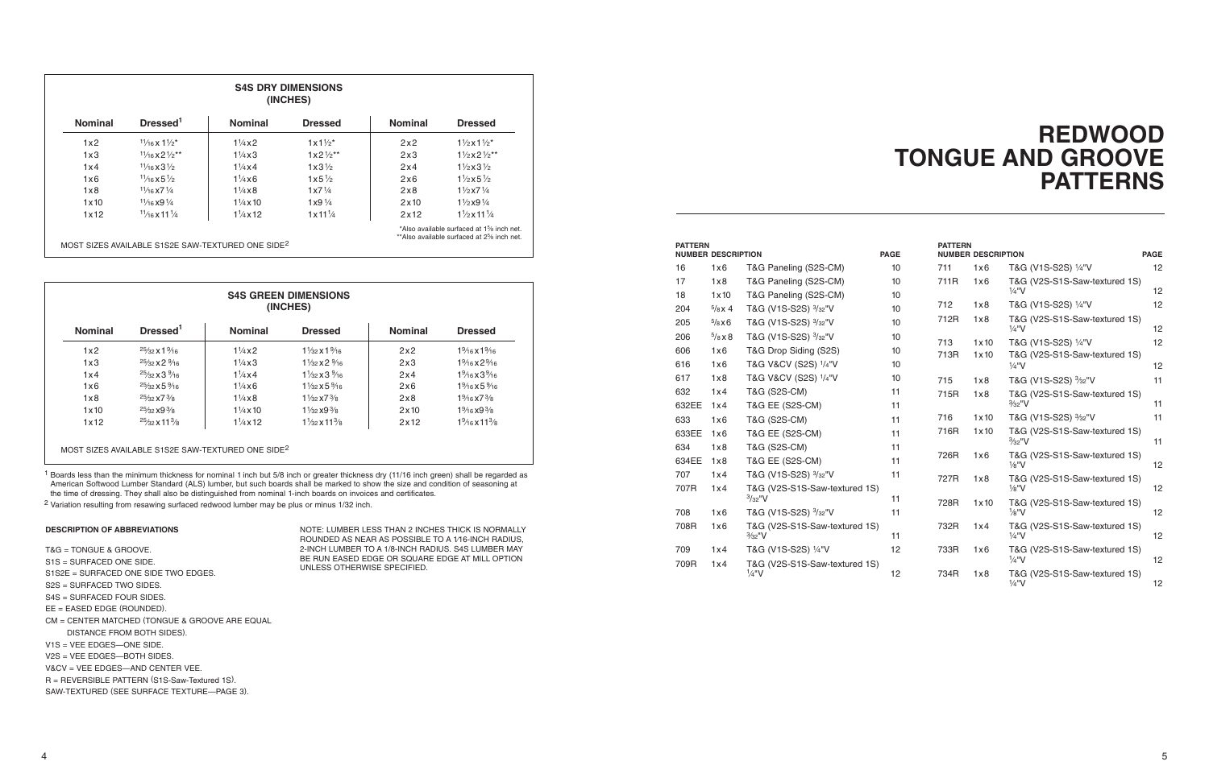## S4S DRY DIMENSIONS (INCHES)

| Nominal | Dressed[1] | Nominal | Dressed | Nominal | Dressed |
|---|---|---|---|---|---|
| 1x2 | 11/16 x 1½* | 1¼x2 | 1x1½* | 2x2 | 1½x1½* |
| 1x3 | 11/16 x2½** | 1¼x3 | 1x2½** | 2x3 | 1½x2½** |
| 1x4 | 11/16 x3½ | 1¼x4 | 1x3½ | 2x4 | 1½x3½ |
| 1x6 | 11/16 x5½ | 1¼x6 | 1x5½ | 2x6 | 1½x5½ |
| 1x8 | 11/16 x7¼ | 1¼x8 | 1x7¼ | 2x8 | 1½x7¼ |
| 1x10 | 11/16 x9¼ | 1¼x10 | 1x9¼ | 2x10 | 1½x9¼ |
| 1x12 | 11/16 x11¼ | 1¼x12 | 1x11¼ | 2x12 | 1½x11¼ |

*Also available surfaced at 1⅜ inch net.
**Also available surfaced at 2⅜ inch net.

MOST SIZES AVAILABLE S1S2E SAW-TEXTURED ONE SIDE[2]

## S4S GREEN DIMENSIONS (INCHES)

| Nominal | Dressed[1] | Nominal | Dressed | Nominal | Dressed |
|---|---|---|---|---|---|
| 1x2 | 25/32 x 1 9/16 | 1¼x2 | 1 1/32 x 1 9/16 | 2x2 | 1 9/16 x 1 9/16 |
| 1x3 | 25/32 x 2 9/16 | 1¼x3 | 1 1/32 x 2 9/16 | 2x3 | 1 9/16 x 2 9/16 |
| 1x4 | 25/32 x 3 9/16 | 1¼x4 | 1 1/32 x 3 9/16 | 2x4 | 1 9/16 x 3 9/16 |
| 1x6 | 25/32 x 5 9/16 | 1¼x6 | 1 1/32 x 5 9/16 | 2x6 | 1 9/16 x 5 9/16 |
| 1x8 | 25/32 x 7⅜ | 1¼x8 | 1 1/32 x 7⅜ | 2x8 | 1 9/16 x 7⅜ |
| 1x10 | 25/32 x 9⅜ | 1¼x10 | 1 1/32 x 9⅜ | 2x10 | 1 9/16 x 9⅜ |
| 1x12 | 25/32 x 11⅜ | 1¼x12 | 1 1/32 x 11⅜ | 2x12 | 1 9/16 x 11⅜ |

MOST SIZES AVAILABLE S1S2E SAW-TEXTURED ONE SIDE[2]

[1] Boards less than the minimum thickness for nominal 1 inch but 5/8 inch or greater thickness dry (11/16 inch green) shall be regarded as American Softwood Lumber Standard (ALS) lumber, but such boards shall be marked to show the size and condition of seasoning at the time of dressing. They shall also be distinguished from nominal 1-inch boards on invoices and certificates.

[2] Variation resulting from resawing surfaced redwood lumber may be plus or minus 1/32 inch.

#### DESCRIPTION OF ABBREVIATIONS

T&G = TONGUE & GROOVE.
S1S = SURFACED ONE SIDE.
S1S2E = SURFACED ONE SIDE TWO EDGES.
S2S = SURFACED TWO SIDES.
S4S = SURFACED FOUR SIDES.
EE = EASED EDGE (ROUNDED).
CM = CENTER MATCHED (TONGUE & GROOVE ARE EQUAL DISTANCE FROM BOTH SIDES).
V1S = VEE EDGES—ONE SIDE.
V2S = VEE EDGES—BOTH SIDES.
V&CV = VEE EDGES—AND CENTER VEE.
R = REVERSIBLE PATTERN (S1S-Saw-Textured 1S).
SAW-TEXTURED (SEE SURFACE TEXTURE—PAGE 3).

NOTE: LUMBER LESS THAN 2 INCHES THICK IS NORMALLY ROUNDED AS NEAR AS POSSIBLE TO A 1/16-INCH RADIUS, 2-INCH LUMBER TO A 1/8-INCH RADIUS. S4S LUMBER MAY BE RUN EASED EDGE OR SQUARE EDGE AT MILL OPTION UNLESS OTHERWISE SPECIFIED.

# REDWOOD TONGUE AND GROOVE PATTERNS

| Pattern Number | | Description | Page |
|---|---|---|---|
| 16 | 1x6 | T&G Paneling (S2S-CM) | 10 |
| 17 | 1x8 | T&G Paneling (S2S-CM) | 10 |
| 18 | 1x10 | T&G Paneling (S2S-CM) | 10 |
| 204 | ⅝x4 | T&G (V1S-S2S) 3/32"V | 10 |
| 205 | ⅝x6 | T&G (V1S-S2S) 3/32"V | 10 |
| 206 | ⅝x8 | T&G (V1S-S2S) 3/32"V | 10 |
| 606 | 1x6 | T&G Drop Siding (S2S) | 10 |
| 616 | 1x6 | T&G V&CV (S2S) ¼"V | 10 |
| 617 | 1x8 | T&G V&CV (S2S) ¼"V | 10 |
| 632 | 1x4 | T&G (S2S-CM) | 11 |
| 632EE | 1x4 | T&G EE (S2S-CM) | 11 |
| 633 | 1x6 | T&G (S2S-CM) | 11 |
| 633EE | 1x6 | T&G EE (S2S-CM) | 11 |
| 634 | 1x8 | T&G (S2S-CM) | 11 |
| 634EE | 1x8 | T&G EE (S2S-CM) | 11 |
| 707 | 1x4 | T&G (V1S-S2S) 3/32"V | 11 |
| 707R | 1x4 | T&G (V2S-S1S-Saw-textured 1S) 3/32"V | 11 |
| 708 | 1x6 | T&G (V1S-S2S) 3/32"V | 11 |
| 708R | 1x6 | T&G (V2S-S1S-Saw-textured 1S) 3/32"V | 11 |
| 709 | 1x4 | T&G (V1S-S2S) ¼"V | 12 |
| 709R | 1x4 | T&G (V2S-S1S-Saw-textured 1S) ¼"V | 12 |
| 711 | 1x6 | T&G (V1S-S2S) ¼"V | 12 |
| 711R | 1x6 | T&G (V2S-S1S-Saw-textured 1S) ¼"V | 12 |
| 712 | 1x8 | T&G (V1S-S2S) ¼"V | 12 |
| 712R | 1x8 | T&G (V2S-S1S-Saw-textured 1S) ¼"V | 12 |
| 713 | 1x10 | T&G (V1S-S2S) ¼"V | 12 |
| 713R | 1x10 | T&G (V2S-S1S-Saw-textured 1S) ¼"V | 12 |
| 715 | 1x8 | T&G (V1S-S2S) 3/32"V | 11 |
| 715R | 1x8 | T&G (V2S-S1S-Saw-textured 1S) 3/32"V | 11 |
| 716 | 1x10 | T&G (V1S-S2S) 3/32"V | 11 |
| 716R | 1x10 | T&G (V2S-S1S-Saw-textured 1S) 3/32"V | 11 |
| 726R | 1x6 | T&G (V2S-S1S-Saw-textured 1S) ⅛"V | 12 |
| 727R | 1x8 | T&G (V2S-S1S-Saw-textured 1S) ⅛"V | 12 |
| 728R | 1x10 | T&G (V2S-S1S-Saw-textured 1S) ⅛"V | 12 |
| 732R | 1x4 | T&G (V2S-S1S-Saw-textured 1S) ¼"V | 12 |
| 733R | 1x6 | T&G (V2S-S1S-Saw-textured 1S) ¼"V | 12 |
| 734R | 1x8 | T&G (V2S-S1S-Saw-textured 1S) ¼"V | 12 |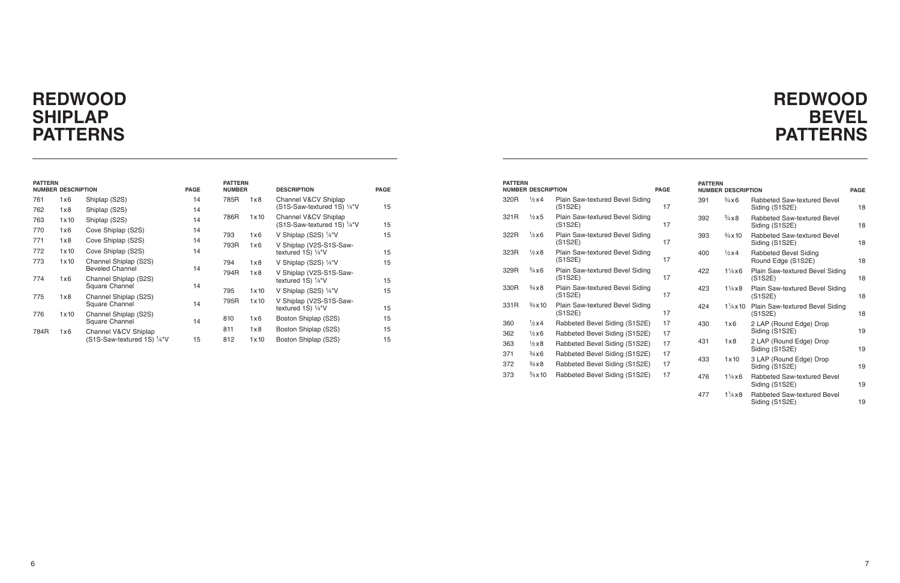# REDWOOD SHIPLAP PATTERNS

| PATTERN NUMBER | | DESCRIPTION | PAGE |
|---|---|---|---|
| 761 | 1x6 | Shiplap (S2S) | 14 |
| 762 | 1x8 | Shiplap (S2S) | 14 |
| 763 | 1x10 | Shiplap (S2S) | 14 |
| 770 | 1x6 | Cove Shiplap (S2S) | 14 |
| 771 | 1x8 | Cove Shiplap (S2S) | 14 |
| 772 | 1x10 | Cove Shiplap (S2S) | 14 |
| 773 | 1x10 | Channel Shiplap (S2S) Beveled Channel | 14 |
| 774 | 1x6 | Channel Shiplap (S2S) Square Channel | 14 |
| 775 | 1x8 | Channel Shiplap (S2S) Square Channel | 14 |
| 776 | 1x10 | Channel Shiplap (S2S) Square Channel | 14 |
| 784R | 1x6 | Channel V&CV Shiplap (S1S-Saw-textured 1S) ¼"V | 15 |
| 785R | 1x8 | Channel V&CV Shiplap (S1S-Saw-textured 1S) ¼"V | 15 |
| 786R | 1x10 | Channel V&CV Shiplap (S1S-Saw-textured 1S) ¼"V | 15 |
| 793 | 1x6 | V Shiplap (S2S) ¼"V | 15 |
| 793R | 1x6 | V Shiplap (V2S-S1S-Saw-textured 1S) ¼"V | 15 |
| 794 | 1x8 | V Shiplap (S2S) ¼"V | 15 |
| 794R | 1x8 | V Shiplap (V2S-S1S-Saw-textured 1S) ¼"V | 15 |
| 795 | 1x10 | V Shiplap (S2S) ¼"V | 15 |
| 795R | 1x10 | V Shiplap (V2S-S1S-Saw-textured 1S) ¼"V | 15 |
| 810 | 1x6 | Boston Shiplap (S2S) | 15 |
| 811 | 1x8 | Boston Shiplap (S2S) | 15 |
| 812 | 1x10 | Boston Shiplap (S2S) | 15 |

# REDWOOD BEVEL PATTERNS

| PATTERN NUMBER | | DESCRIPTION | PAGE |
|---|---|---|---|
| 320R | ½x4 | Plain Saw-textured Bevel Siding (S1S2E) | 17 |
| 321R | ½x5 | Plain Saw-textured Bevel Siding (S1S2E) | 17 |
| 322R | ½x6 | Plain Saw-textured Bevel Siding (S1S2E) | 17 |
| 323R | ½x8 | Plain Saw-textured Bevel Siding (S1S2E) | 17 |
| 329R | ¾x6 | Plain Saw-textured Bevel Siding (S1S2E) | 17 |
| 330R | ¾x8 | Plain Saw-textured Bevel Siding (S1S2E) | 17 |
| 331R | ¾x10 | Plain Saw-textured Bevel Siding (S1S2E) | 17 |
| 360 | ½x4 | Rabbeted Bevel Siding (S1S2E) | 17 |
| 362 | ½x6 | Rabbeted Bevel Siding (S1S2E) | 17 |
| 363 | ½x8 | Rabbeted Bevel Siding (S1S2E) | 17 |
| 371 | ¾x6 | Rabbeted Bevel Siding (S1S2E) | 17 |
| 372 | ¾x8 | Rabbeted Bevel Siding (S1S2E) | 17 |
| 373 | ¾x10 | Rabbeted Bevel Siding (S1S2E) | 17 |
| 391 | ¾x6 | Rabbeted Saw-textured Bevel Siding (S1S2E) | 18 |
| 392 | ¾x8 | Rabbeted Saw-textured Bevel Siding (S1S2E) | 18 |
| 393 | ¾x10 | Rabbeted Saw-textured Bevel Siding (S1S2E) | 18 |
| 400 | ½x4 | Rabbeted Bevel Siding Round Edge (S1S2E) | 18 |
| 422 | 1¼x6 | Plain Saw-textured Bevel Siding (S1S2E) | 18 |
| 423 | 1¼x8 | Plain Saw-textured Bevel Siding (S1S2E) | 18 |
| 424 | 1¼x10 | Plain Saw-textured Bevel Siding (S1S2E) | 18 |
| 430 | 1x6 | 2 LAP (Round Edge) Drop Siding (S1S2E) | 19 |
| 431 | 1x8 | 2 LAP (Round Edge) Drop Siding (S1S2E) | 19 |
| 433 | 1x10 | 3 LAP (Round Edge) Drop Siding (S1S2E) | 19 |
| 476 | 1¼x6 | Rabbeted Saw-textured Bevel Siding (S1S2E) | 19 |
| 477 | 1¼x8 | Rabbeted Saw-textured Bevel Siding (S1S2E) | 19 |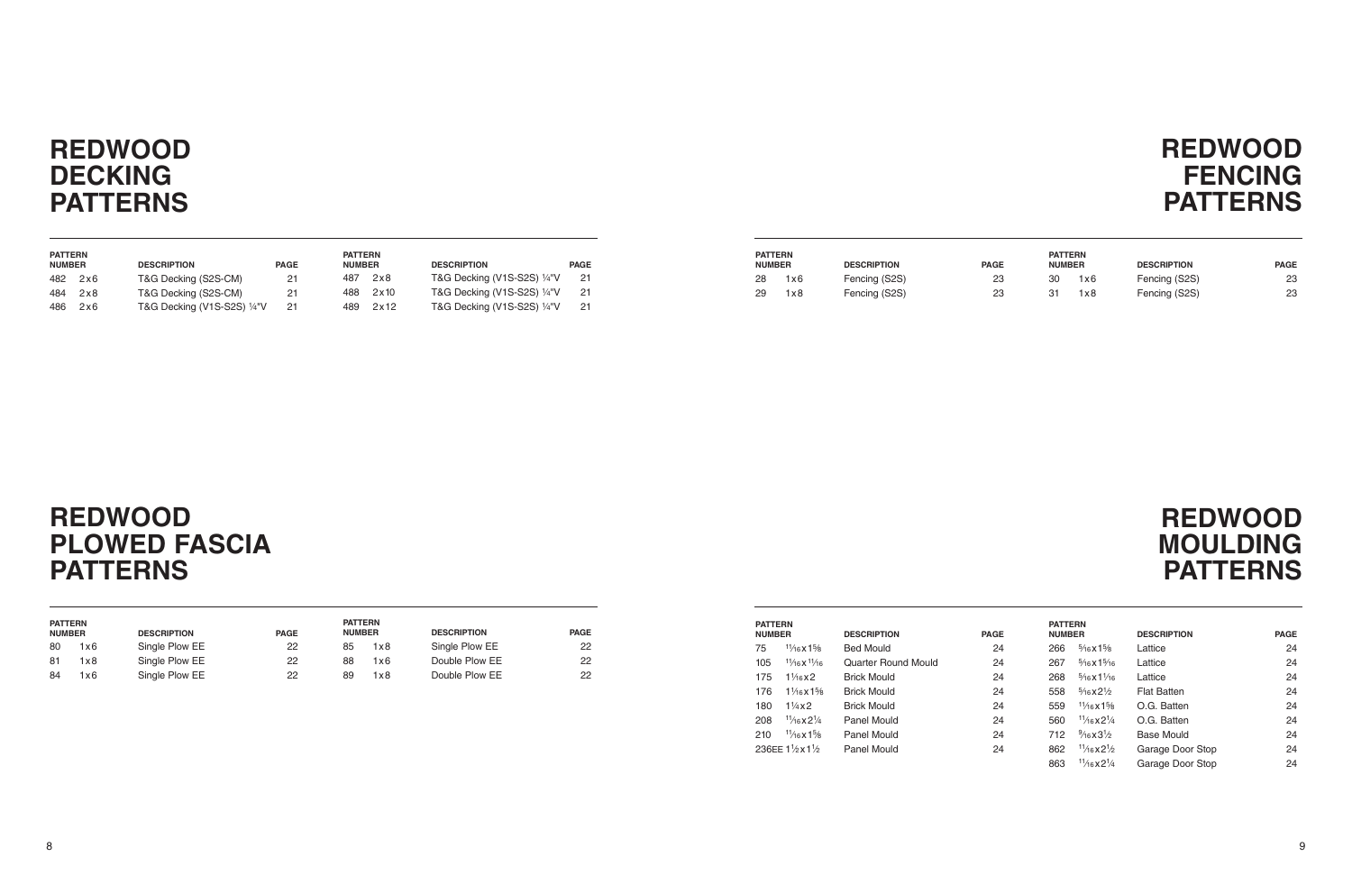# REDWOOD DECKING PATTERNS

| PATTERN NUMBER | | DESCRIPTION | PAGE | PATTERN NUMBER | | DESCRIPTION | PAGE |
|---|---|---|---|---|---|---|---|
| 482 | 2x6 | T&G Decking (S2S-CM) | 21 | 487 | 2x8 | T&G Decking (V1S-S2S) ¼"V | 21 |
| 484 | 2x8 | T&G Decking (S2S-CM) | 21 | 488 | 2x10 | T&G Decking (V1S-S2S) ¼"V | 21 |
| 486 | 2x6 | T&G Decking (V1S-S2S) ¼"V | 21 | 489 | 2x12 | T&G Decking (V1S-S2S) ¼"V | 21 |

# REDWOOD FENCING PATTERNS

| PATTERN NUMBER | | DESCRIPTION | PAGE | PATTERN NUMBER | | DESCRIPTION | PAGE |
|---|---|---|---|---|---|---|---|
| 28 | 1x6 | Fencing (S2S) | 23 | 30 | 1x6 | Fencing (S2S) | 23 |
| 29 | 1x8 | Fencing (S2S) | 23 | 31 | 1x8 | Fencing (S2S) | 23 |

# REDWOOD PLOWED FASCIA PATTERNS

| PATTERN NUMBER | | DESCRIPTION | PAGE | PATTERN NUMBER | | DESCRIPTION | PAGE |
|---|---|---|---|---|---|---|---|
| 80 | 1x6 | Single Plow EE | 22 | 85 | 1x8 | Single Plow EE | 22 |
| 81 | 1x8 | Single Plow EE | 22 | 88 | 1x6 | Double Plow EE | 22 |
| 84 | 1x6 | Single Plow EE | 22 | 89 | 1x8 | Double Plow EE | 22 |

# REDWOOD MOULDING PATTERNS

| PATTERN NUMBER | | DESCRIPTION | PAGE | PATTERN NUMBER | | DESCRIPTION | PAGE |
|---|---|---|---|---|---|---|---|
| 75 | 11⁄16x1⅝ | Bed Mould | 24 | 266 | 5⁄16x1⅝ | Lattice | 24 |
| 105 | 11⁄16x11⁄16 | Quarter Round Mould | 24 | 267 | 5⁄16x15⁄16 | Lattice | 24 |
| 175 | 11⁄16x2 | Brick Mould | 24 | 268 | 5⁄16x11⁄16 | Lattice | 24 |
| 176 | 11⁄16x1⅝ | Brick Mould | 24 | 558 | 5⁄16x2½ | Flat Batten | 24 |
| 180 | 1¼x2 | Brick Mould | 24 | 559 | 11⁄16x1⅝ | O.G. Batten | 24 |
| 208 | 11⁄16x2¼ | Panel Mould | 24 | 560 | 11⁄16x2¼ | O.G. Batten | 24 |
| 210 | 11⁄16x1⅝ | Panel Mould | 24 | 712 | 9⁄16x3½ | Base Mould | 24 |
| 236EE | 1½x1½ | Panel Mould | 24 | 862 | 11⁄16x2½ | Garage Door Stop | 24 |
| | | | | 863 | 11⁄16x2¼ | Garage Door Stop | 24 |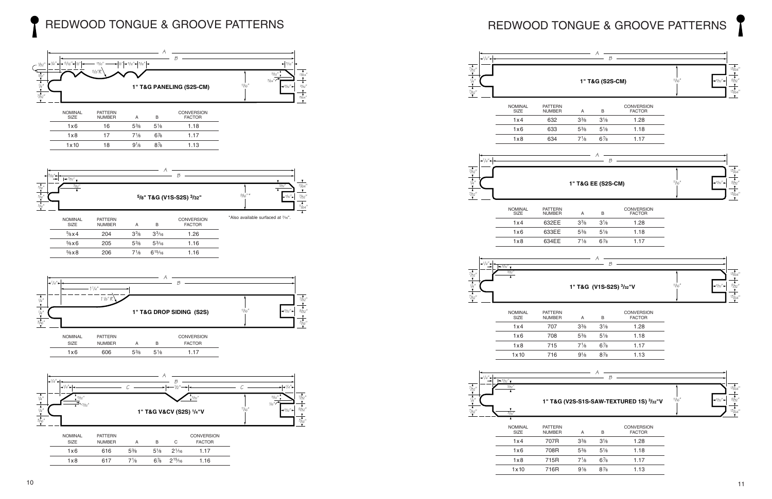# REDWOOD TONGUE & GROOVE PATTERNS

**1" T&G PANELING (S2S-CM)**

| NOMINAL SIZE | PATTERN NUMBER | A | B | CONVERSION FACTOR |
|---|---|---|---|---|
| 1x6 | 16 | 5⅜ | 5⅛ | 1.18 |
| 1x8 | 17 | 7⅛ | 6⅞ | 1.17 |
| 1x10 | 18 | 9⅛ | 8⅞ | 1.13 |

**5/8" T&G (V1S-S2S) 3/32"**

| NOMINAL SIZE | PATTERN NUMBER | A | B | CONVERSION FACTOR |
|---|---|---|---|---|
| ⅝x4 | 204 | 3⅜ | 3³⁄₁₆ | 1.26 |
| ⅝x6 | 205 | 5⅜ | 5³⁄₁₆ | 1.16 |
| ⅝x8 | 206 | 7⅛ | 6¹⁵⁄₁₆ | 1.16 |

*Also available surfaced at ⁷⁄₁₆".

**1" T&G DROP SIDING (S2S)**

| NOMINAL SIZE | PATTERN NUMBER | A | B | CONVERSION FACTOR |
|---|---|---|---|---|
| 1x6 | 606 | 5⅜ | 5⅛ | 1.17 |

**1" T&G V&CV (S2S) 1/4"V**

| NOMINAL SIZE | PATTERN NUMBER | A | B | C | CONVERSION FACTOR |
|---|---|---|---|---|---|
| 1x6 | 616 | 5⅜ | 5⅛ | 2¹⁄₁₆ | 1.17 |
| 1x8 | 617 | 7⅛ | 6⅞ | 2¹⁵⁄₁₆ | 1.16 |

**1" T&G (S2S-CM)**

| NOMINAL SIZE | PATTERN NUMBER | A | B | CONVERSION FACTOR |
|---|---|---|---|---|
| 1x4 | 632 | 3⅜ | 3⅛ | 1.28 |
| 1x6 | 633 | 5⅜ | 5⅛ | 1.18 |
| 1x8 | 634 | 7⅛ | 6⅞ | 1.17 |

**1" T&G EE (S2S-CM)**

| NOMINAL SIZE | PATTERN NUMBER | A | B | CONVERSION FACTOR |
|---|---|---|---|---|
| 1x4 | 632EE | 3⅜ | 3⅛ | 1.28 |
| 1x6 | 633EE | 5⅜ | 5⅛ | 1.18 |
| 1x8 | 634EE | 7⅛ | 6⅞ | 1.17 |

**1" T&G (V1S-S2S) 3/32"V**

| NOMINAL SIZE | PATTERN NUMBER | A | B | CONVERSION FACTOR |
|---|---|---|---|---|
| 1x4 | 707 | 3⅜ | 3⅛ | 1.28 |
| 1x6 | 708 | 5⅜ | 5⅛ | 1.18 |
| 1x8 | 715 | 7⅛ | 6⅞ | 1.17 |
| 1x10 | 716 | 9⅛ | 8⅞ | 1.13 |

**1" T&G (V2S-S1S-SAW-TEXTURED 1S) 3/32"V**

| NOMINAL SIZE | PATTERN NUMBER | A | B | CONVERSION FACTOR |
|---|---|---|---|---|
| 1x4 | 707R | 3⅜ | 3⅛ | 1.28 |
| 1x6 | 708R | 5⅜ | 5⅛ | 1.18 |
| 1x8 | 715R | 7⅛ | 6⅞ | 1.17 |
| 1x10 | 716R | 9⅛ | 8⅞ | 1.13 |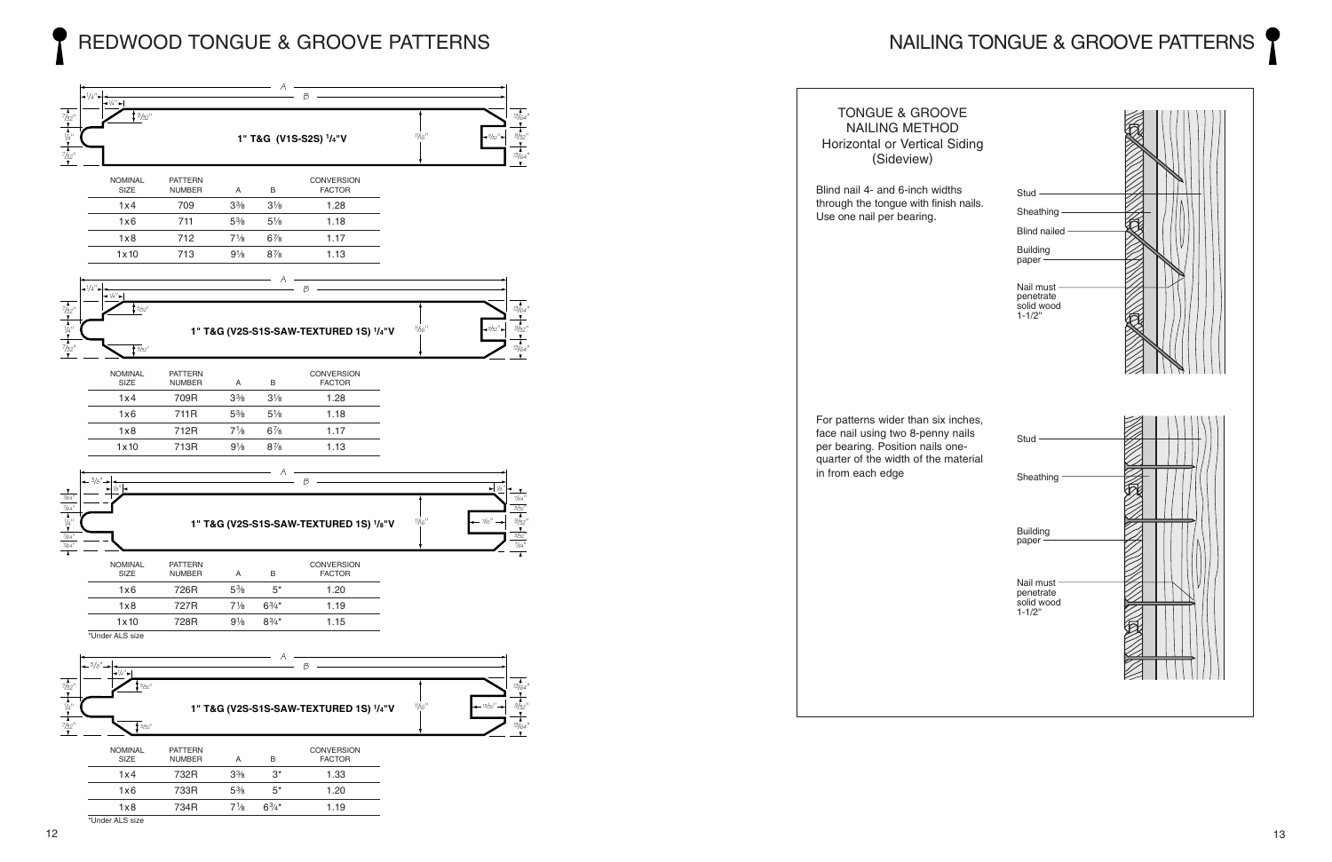# REDWOOD TONGUE & GROOVE PATTERNS

**1" T&G (V1S-S2S) 1/4"V**

| NOMINAL SIZE | PATTERN NUMBER | A | B | CONVERSION FACTOR |
|---|---|---|---|---|
| 1x4 | 709 | 3⅜ | 3⅛ | 1.28 |
| 1x6 | 711 | 5⅜ | 5⅛ | 1.18 |
| 1x8 | 712 | 7⅛ | 6⅞ | 1.17 |
| 1x10 | 713 | 9⅛ | 8⅞ | 1.13 |

**1" T&G (V2S-S1S-SAW-TEXTURED 1S) 1/4"V**

| NOMINAL SIZE | PATTERN NUMBER | A | B | CONVERSION FACTOR |
|---|---|---|---|---|
| 1x4 | 709R | 3⅜ | 3⅛ | 1.28 |
| 1x6 | 711R | 5⅜ | 5⅛ | 1.18 |
| 1x8 | 712R | 7⅛ | 6⅞ | 1.17 |
| 1x10 | 713R | 9⅛ | 8⅞ | 1.13 |

**1" T&G (V2S-S1S-SAW-TEXTURED 1S) 1/8"V**

| NOMINAL SIZE | PATTERN NUMBER | A | B | CONVERSION FACTOR |
|---|---|---|---|---|
| 1x6 | 726R | 5⅜ | 5* | 1.20 |
| 1x8 | 727R | 7⅛ | 6¾* | 1.19 |
| 1x10 | 728R | 9⅛ | 8¾* | 1.15 |

*Under ALS size

**1" T&G (V2S-S1S-SAW-TEXTURED 1S) 1/4"V**

| NOMINAL SIZE | PATTERN NUMBER | A | B | CONVERSION FACTOR |
|---|---|---|---|---|
| 1x4 | 732R | 3⅜ | 3* | 1.33 |
| 1x6 | 733R | 5⅜ | 5* | 1.20 |
| 1x8 | 734R | 7⅛ | 6¾* | 1.19 |

*Under ALS size

# NAILING TONGUE & GROOVE PATTERNS

TONGUE & GROOVE NAILING METHOD
Horizontal or Vertical Siding
(Sideview)

Blind nail 4- and 6-inch widths through the tongue with finish nails. Use one nail per bearing.

Stud
Sheathing
Blind nailed
Building paper
Nail must penetrate solid wood 1-1/2"

For patterns wider than six inches, face nail using two 8-penny nails per bearing. Position nails one-quarter of the width of the material in from each edge

Stud
Sheathing
Building paper
Nail must penetrate solid wood 1-1/2"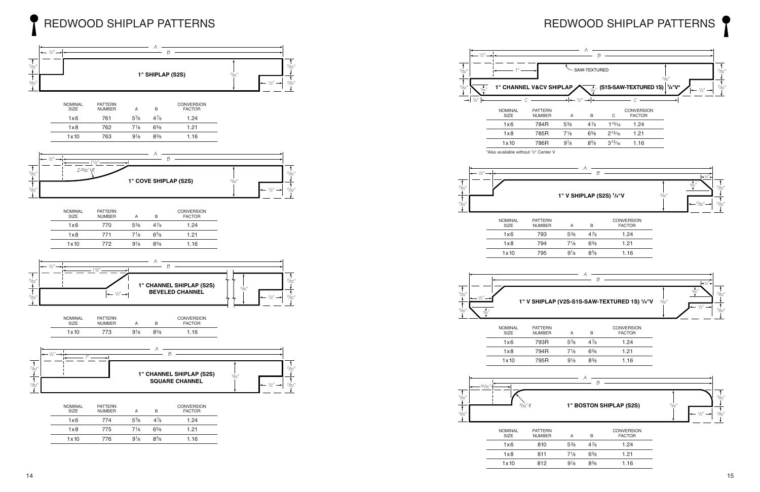# REDWOOD SHIPLAP PATTERNS

**1" SHIPLAP (S2S)**

| NOMINAL SIZE | PATTERN NUMBER | A | B | CONVERSION FACTOR |
|---|---|---|---|---|
| 1x6 | 761 | 5⅜ | 4⅞ | 1.24 |
| 1x8 | 762 | 7⅛ | 6⅝ | 1.21 |
| 1x10 | 763 | 9⅛ | 8⅝ | 1.16 |

**1" COVE SHIPLAP (S2S)**

| NOMINAL SIZE | PATTERN NUMBER | A | B | CONVERSION FACTOR |
|---|---|---|---|---|
| 1x6 | 770 | 5⅜ | 4⅞ | 1.24 |
| 1x8 | 771 | 7⅛ | 6⅝ | 1.21 |
| 1x10 | 772 | 9⅛ | 8⅝ | 1.16 |

**1" CHANNEL SHIPLAP (S2S) BEVELED CHANNEL**

| NOMINAL SIZE | PATTERN NUMBER | A | B | CONVERSION FACTOR |
|---|---|---|---|---|
| 1x10 | 773 | 9⅛ | 8⅝ | 1.16 |

**1" CHANNEL SHIPLAP (S2S) SQUARE CHANNEL**

| NOMINAL SIZE | PATTERN NUMBER | A | B | CONVERSION FACTOR |
|---|---|---|---|---|
| 1x6 | 774 | 5⅜ | 4⅞ | 1.24 |
| 1x8 | 775 | 7⅛ | 6⅝ | 1.21 |
| 1x10 | 776 | 9⅛ | 8⅝ | 1.16 |

**1" CHANNEL V&CV SHIPLAP (S1S-SAW-TEXTURED 1S) ¼"V***

| NOMINAL SIZE | PATTERN NUMBER | A | B | C | CONVERSION FACTOR |
|---|---|---|---|---|---|
| 1x6 | 784R | 5⅜ | 4⅞ | 1¹⁵⁄₁₆ | 1.24 |
| 1x8 | 785R | 7⅛ | 6⅝ | 2¹³⁄₁₆ | 1.21 |
| 1x10 | 786R | 9⅛ | 8⅝ | 3¹³⁄₁₆ | 1.16 |

*Also available without ½" Center V

**1" V SHIPLAP (S2S) ¼"V**

| NOMINAL SIZE | PATTERN NUMBER | A | B | CONVERSION FACTOR |
|---|---|---|---|---|
| 1x6 | 793 | 5⅜ | 4⅞ | 1.24 |
| 1x8 | 794 | 7⅛ | 6⅝ | 1.21 |
| 1x10 | 795 | 9⅛ | 8⅝ | 1.16 |

**1" V SHIPLAP (V2S-S1S-SAW-TEXTURED 1S) ¼"V**

| NOMINAL SIZE | PATTERN NUMBER | A | B | CONVERSION FACTOR |
|---|---|---|---|---|
| 1x6 | 793R | 5⅜ | 4⅞ | 1.24 |
| 1x8 | 794R | 7⅛ | 6⅝ | 1.21 |
| 1x10 | 795R | 9⅛ | 8⅝ | 1.16 |

**1" BOSTON SHIPLAP (S2S)**

| NOMINAL SIZE | PATTERN NUMBER | A | B | CONVERSION FACTOR |
|---|---|---|---|---|
| 1x6 | 810 | 5⅜ | 4⅞ | 1.24 |
| 1x8 | 811 | 7⅛ | 6⅝ | 1.21 |
| 1x10 | 812 | 9⅛ | 8⅝ | 1.16 |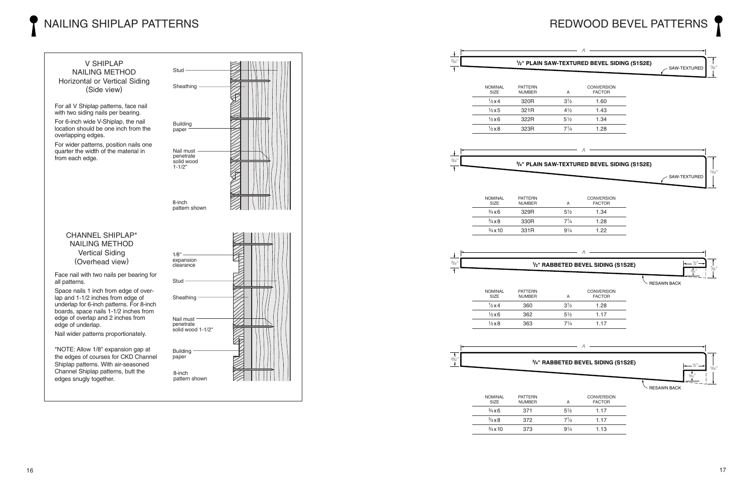# NAILING SHIPLAP PATTERNS

## V SHIPLAP NAILING METHOD
### Horizontal or Vertical Siding (Side view)

For all V Shiplap patterns, face nail with two siding nails per bearing.

For 6-inch wide V-Shiplap, the nail location should be one inch from the overlapping edges.

For wider patterns, position nails one quarter the width of the material in from each edge.

Stud

Sheathing

Building paper

Nail must penetrate solid wood 1-1/2"

8-inch pattern shown

## CHANNEL SHIPLAP* NAILING METHOD
### Vertical Siding (Overhead view)

Face nail with two nails per bearing for all patterns.

Space nails 1 inch from edge of overlap and 1-1/2 inches from edge of underlap for 6-inch patterns. For 8-inch boards, space nails 1-1/2 inches from edge of overlap and 2 inches from edge of underlap.

Nail wider patterns proportionately.

*NOTE: Allow 1/8" expansion gap at the edges of courses for CKD Channel Shiplap patterns. With air-seasoned Channel Shiplap patterns, butt the edges snugly together.

1/8" expansion clearance

Stud

Sheathing

Nail must penetrate solid wood 1-1/2"

Building paper

8-inch pattern shown

# REDWOOD BEVEL PATTERNS

### 1/2" PLAIN SAW-TEXTURED BEVEL SIDING (S1S2E)

A — 3/16" — SAW-TEXTURED — 7/16"

| NOMINAL SIZE | PATTERN NUMBER | A | CONVERSION FACTOR |
|---|---|---|---|
| ½x4 | 320R | 3½ | 1.60 |
| ½x5 | 321R | 4½ | 1.43 |
| ½x6 | 322R | 5½ | 1.34 |
| ½x8 | 323R | 7¼ | 1.28 |

### 3/4" PLAIN SAW-TEXTURED BEVEL SIDING (S1S2E)

A — 3/16" — SAW-TEXTURED — 11/16"

| NOMINAL SIZE | PATTERN NUMBER | A | CONVERSION FACTOR |
|---|---|---|---|
| ¾x6 | 329R | 5½ | 1.34 |
| ¾x8 | 330R | 7¼ | 1.28 |
| ¾x10 | 331R | 9¼ | 1.22 |

### 1/2" RABBETED BEVEL SIDING (S1S2E)

A — 3/16" — 1/2" — 5/16" — 7/16" — RESAWN BACK

| NOMINAL SIZE | PATTERN NUMBER | A | CONVERSION FACTOR |
|---|---|---|---|
| ½x4 | 360 | 3½ | 1.28 |
| ½x6 | 362 | 5½ | 1.17 |
| ½x8 | 363 | 7¼ | 1.17 |

### 3/4" RABBETED BEVEL SIDING (S1S2E)

A — 9/32" — 1/2" — 9/32" — 11/16" — RESAWN BACK

| NOMINAL SIZE | PATTERN NUMBER | A | CONVERSION FACTOR |
|---|---|---|---|
| ¾x6 | 371 | 5½ | 1.17 |
| ¾x8 | 372 | 7¼ | 1.17 |
| ¾x10 | 373 | 9¼ | 1.13 |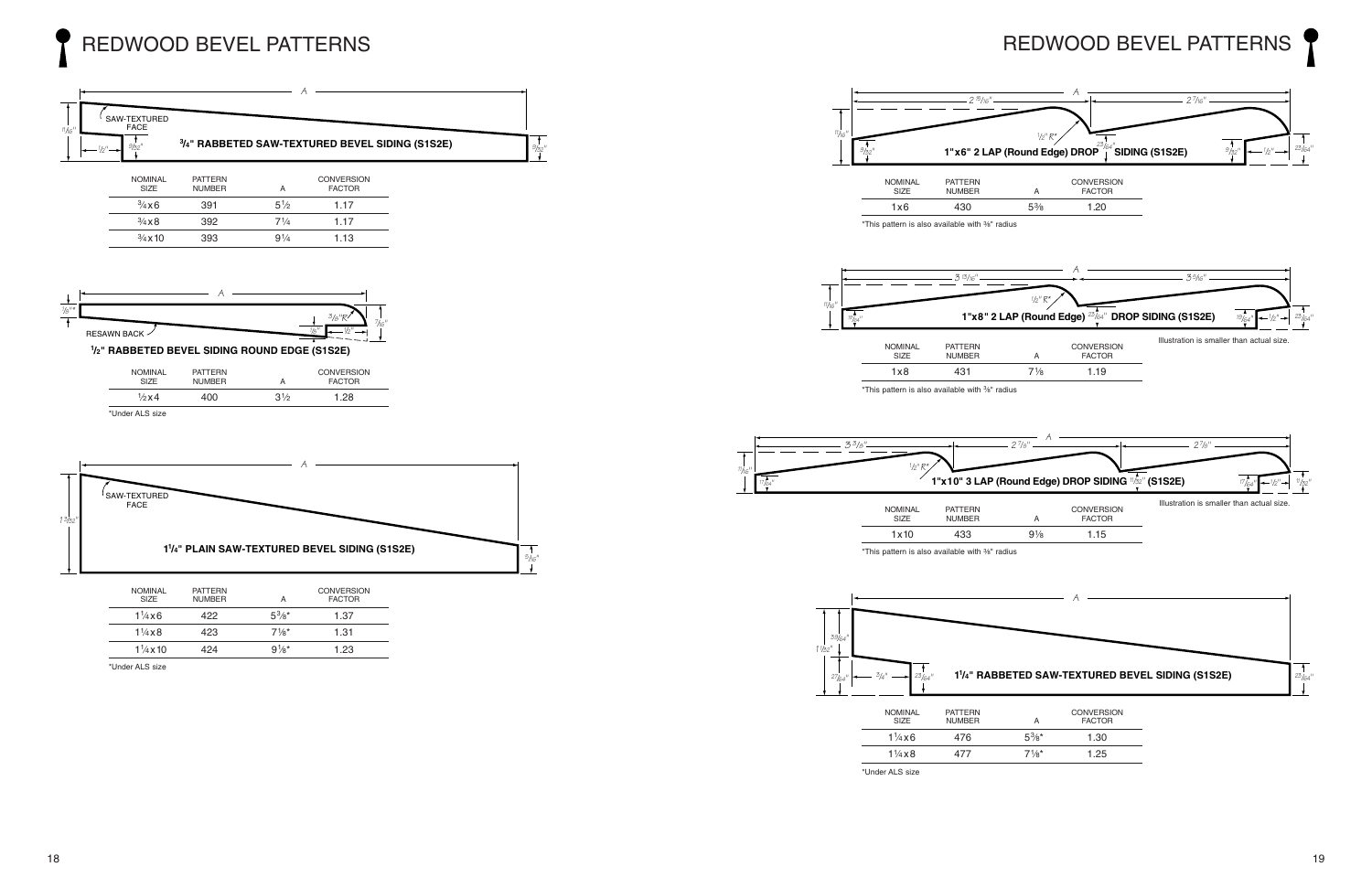# REDWOOD BEVEL PATTERNS

### ¾" RABBETED SAW-TEXTURED BEVEL SIDING (S1S2E)

SAW-TEXTURED FACE

| NOMINAL SIZE | PATTERN NUMBER | A | CONVERSION FACTOR |
|---|---|---|---|
| ¾x6 | 391 | 5½ | 1.17 |
| ¾x8 | 392 | 7¼ | 1.17 |
| ¾x10 | 393 | 9¼ | 1.13 |

### ½" RABBETED BEVEL SIDING ROUND EDGE (S1S2E)

RESAWN BACK

| NOMINAL SIZE | PATTERN NUMBER | A | CONVERSION FACTOR |
|---|---|---|---|
| ½x4 | 400 | 3½ | 1.28 |

*Under ALS size

### 1¼" PLAIN SAW-TEXTURED BEVEL SIDING (S1S2E)

SAW-TEXTURED FACE

| NOMINAL SIZE | PATTERN NUMBER | A | CONVERSION FACTOR |
|---|---|---|---|
| 1¼x6 | 422 | 5⅜* | 1.37 |
| 1¼x8 | 423 | 7⅛* | 1.31 |
| 1¼x10 | 424 | 9⅛* | 1.23 |

*Under ALS size

### 1"x6" 2 LAP (Round Edge) DROP SIDING (S1S2E)

| NOMINAL SIZE | PATTERN NUMBER | A | CONVERSION FACTOR |
|---|---|---|---|
| 1x6 | 430 | 5⅜ | 1.20 |

*This pattern is also available with ⅜" radius

### 1"x8" 2 LAP (Round Edge) DROP SIDING (S1S2E)

Illustration is smaller than actual size.

| NOMINAL SIZE | PATTERN NUMBER | A | CONVERSION FACTOR |
|---|---|---|---|
| 1x8 | 431 | 7⅛ | 1.19 |

*This pattern is also available with ⅜" radius

### 1"x10" 3 LAP (Round Edge) DROP SIDING (S1S2E)

Illustration is smaller than actual size.

| NOMINAL SIZE | PATTERN NUMBER | A | CONVERSION FACTOR |
|---|---|---|---|
| 1x10 | 433 | 9⅛ | 1.15 |

*This pattern is also available with ⅜" radius

### 1¼" RABBETED SAW-TEXTURED BEVEL SIDING (S1S2E)

| NOMINAL SIZE | PATTERN NUMBER | A | CONVERSION FACTOR |
|---|---|---|---|
| 1¼x6 | 476 | 5⅜* | 1.30 |
| 1¼x8 | 477 | 7⅛* | 1.25 |

*Under ALS size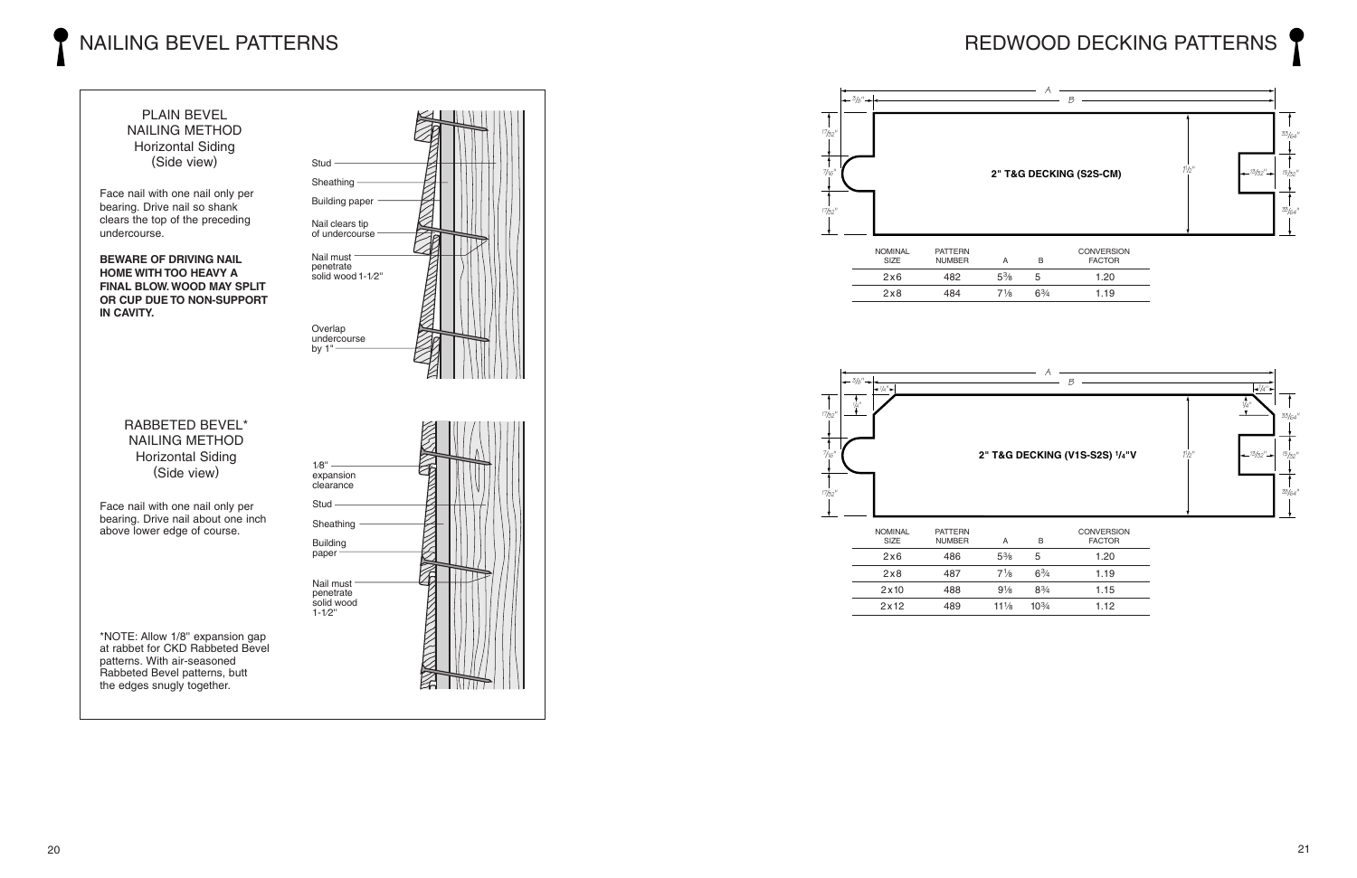# NAILING BEVEL PATTERNS

## PLAIN BEVEL NAILING METHOD
### Horizontal Siding (Side view)

Face nail with one nail only per bearing. Drive nail so shank clears the top of the preceding undercourse.

**BEWARE OF DRIVING NAIL HOME WITH TOO HEAVY A FINAL BLOW. WOOD MAY SPLIT OR CUP DUE TO NON-SUPPORT IN CAVITY.**

Stud
Sheathing
Building paper
Nail clears tip of undercourse
Nail must penetrate solid wood 1-1/2"
Overlap undercourse by 1"

## RABBETED BEVEL* NAILING METHOD
### Horizontal Siding (Side view)

Face nail with one nail only per bearing. Drive nail about one inch above lower edge of course.

1/8" expansion clearance
Stud
Sheathing
Building paper
Nail must penetrate solid wood 1-1/2"

*NOTE: Allow 1/8" expansion gap at rabbet for CKD Rabbeted Bevel patterns. With air-seasoned Rabbeted Bevel patterns, butt the edges snugly together.

# REDWOOD DECKING PATTERNS

## 2" T&G DECKING (S2S-CM)

A, B, 3/8", 17/32", 7/16", 17/32", 1 1/2", 13/32", 15/32", 33/64", 33/64"

| NOMINAL SIZE | PATTERN NUMBER | A | B | CONVERSION FACTOR |
|---|---|---|---|---|
| 2x6 | 482 | 5⅜ | 5 | 1.20 |
| 2x8 | 484 | 7⅛ | 6¾ | 1.19 |

## 2" T&G DECKING (V1S-S2S) 1/4"V

A, B, 3/8", 1/4", 1/4", 17/32", 7/16", 17/32", 1 1/2", 1/4", 1/4", 13/32", 15/32", 33/64", 33/64"

| NOMINAL SIZE | PATTERN NUMBER | A | B | CONVERSION FACTOR |
|---|---|---|---|---|
| 2x6 | 486 | 5⅜ | 5 | 1.20 |
| 2x8 | 487 | 7⅛ | 6¾ | 1.19 |
| 2x10 | 488 | 9⅛ | 8¾ | 1.15 |
| 2x12 | 489 | 11⅛ | 10¾ | 1.12 |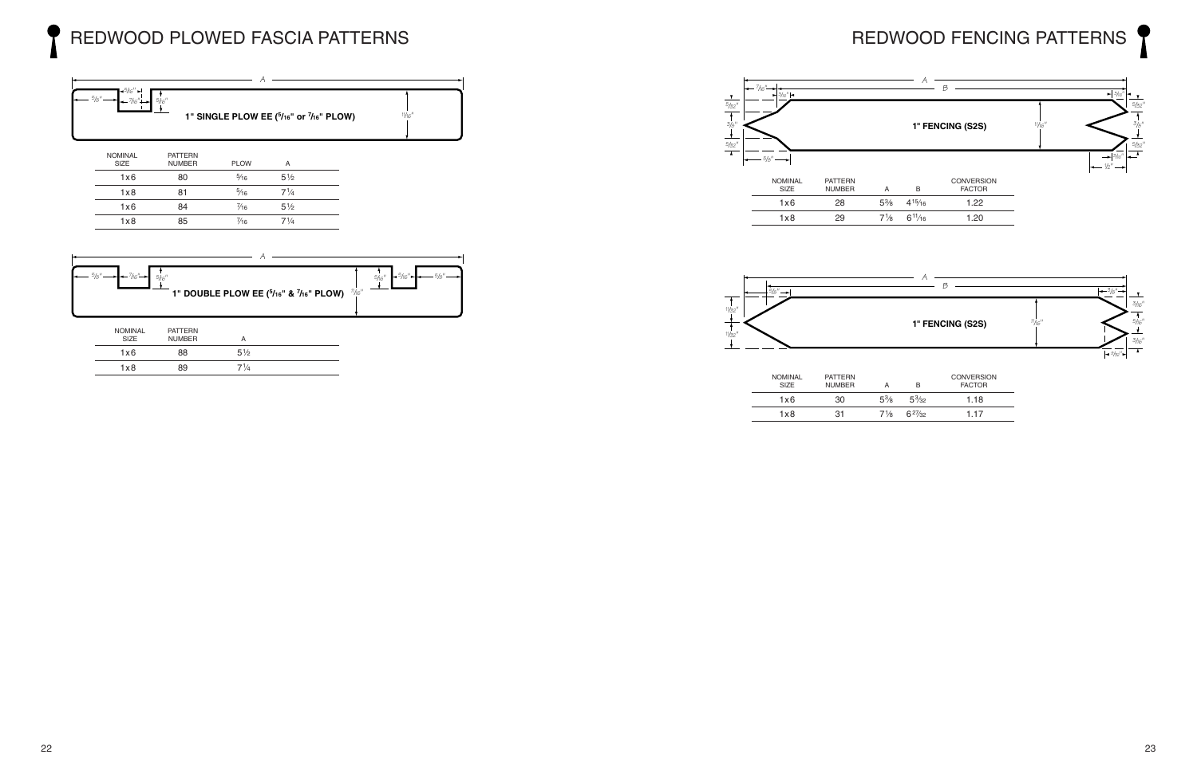# REDWOOD PLOWED FASCIA PATTERNS

**1" SINGLE PLOW EE (5/16" or 7/16" PLOW)**

| NOMINAL SIZE | PATTERN NUMBER | PLOW | A |
|---|---|---|---|
| 1x6 | 80 | 5/16 | 5½ |
| 1x8 | 81 | 5/16 | 7¼ |
| 1x6 | 84 | 7/16 | 5½ |
| 1x8 | 85 | 7/16 | 7¼ |

**1" DOUBLE PLOW EE (5/16" & 7/16" PLOW)**

| NOMINAL SIZE | PATTERN NUMBER | A |
|---|---|---|
| 1x6 | 88 | 5½ |
| 1x8 | 89 | 7¼ |

# REDWOOD FENCING PATTERNS

**1" FENCING (S2S)**

| NOMINAL SIZE | PATTERN NUMBER | A | B | CONVERSION FACTOR |
|---|---|---|---|---|
| 1x6 | 28 | 5⅜ | 4 15/16 | 1.22 |
| 1x8 | 29 | 7⅛ | 6 11/16 | 1.20 |

**1" FENCING (S2S)**

| NOMINAL SIZE | PATTERN NUMBER | A | B | CONVERSION FACTOR |
|---|---|---|---|---|
| 1x6 | 30 | 5⅜ | 5 3/32 | 1.18 |
| 1x8 | 31 | 7⅛ | 6 27/32 | 1.17 |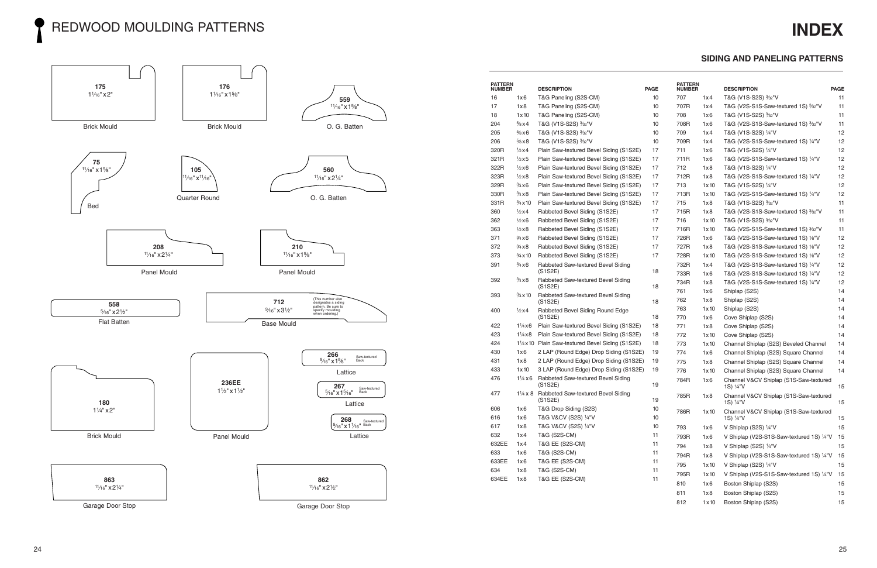# REDWOOD MOULDING PATTERNS

**175**
1¹⁄₁₆" x 2"
Brick Mould

**176**
1¹⁄₁₆" x 1⅝"
Brick Mould

**559**
¹¹⁄₁₆" x 1⅝"
O. G. Batten

**75**
¹¹⁄₁₆" x 1⅝"
Bed

**105**
¹¹⁄₁₆" x ¹¹⁄₁₆"
Quarter Round

**560**
¹¹⁄₁₆" x 2¼"
O. G. Batten

**208**
¹¹⁄₁₆" x 2¼"
Panel Mould

**210**
¹¹⁄₁₆" x 1⅝"
Panel Mould

**558**
⁵⁄₁₆" x 2½"
Flat Batten

**712**
⁹⁄₁₆" x 3½"
(This number also designates a siding pattern. Be sure to specify moulding when ordering.)
Base Mould

**266**
⁵⁄₁₆" x 1⅝" Saw-textured Back
Lattice

**180**
1¼" x 2"
Brick Mould

**236EE**
1½" x 1½"
Panel Mould

**267**
⁵⁄₁₆" x 1⁵⁄₁₆" Saw-textured Back
Lattice

**268**
⁵⁄₁₆" x 1¹⁄₁₆" Saw-textured Back
Lattice

**863**
¹¹⁄₁₆" x 2¼"
Garage Door Stop

**862**
¹¹⁄₁₆" x 2½"
Garage Door Stop

# INDEX

## SIDING AND PANELING PATTERNS

| PATTERN NUMBER | | DESCRIPTION | PAGE |
|---|---|---|---|
| 16 | 1x6 | T&G Paneling (S2S-CM) | 10 |
| 17 | 1x8 | T&G Paneling (S2S-CM) | 10 |
| 18 | 1x10 | T&G Paneling (S2S-CM) | 10 |
| 204 | ⅝x4 | T&G (V1S-S2S) ³⁄₃₂"V | 10 |
| 205 | ⅝x6 | T&G (V1S-S2S) ³⁄₃₂"V | 10 |
| 206 | ⅝x8 | T&G (V1S-S2S) ³⁄₃₂"V | 10 |
| 320R | ½x4 | Plain Saw-textured Bevel Siding (S1S2E) | 17 |
| 321R | ½x5 | Plain Saw-textured Bevel Siding (S1S2E) | 17 |
| 322R | ½x6 | Plain Saw-textured Bevel Siding (S1S2E) | 17 |
| 323R | ½x8 | Plain Saw-textured Bevel Siding (S1S2E) | 17 |
| 329R | ¾x6 | Plain Saw-textured Bevel Siding (S1S2E) | 17 |
| 330R | ¾x8 | Plain Saw-textured Bevel Siding (S1S2E) | 17 |
| 331R | ¾x10 | Plain Saw-textured Bevel Siding (S1S2E) | 17 |
| 360 | ½x4 | Rabbeted Bevel Siding (S1S2E) | 17 |
| 362 | ½x6 | Rabbeted Bevel Siding (S1S2E) | 17 |
| 363 | ½x8 | Rabbeted Bevel Siding (S1S2E) | 17 |
| 371 | ¾x6 | Rabbeted Bevel Siding (S1S2E) | 17 |
| 372 | ¾x8 | Rabbeted Bevel Siding (S1S2E) | 17 |
| 373 | ¾x10 | Rabbeted Bevel Siding (S1S2E) | 17 |
| 391 | ¾x6 | Rabbeted Saw-textured Bevel Siding (S1S2E) | 18 |
| 392 | ¾x8 | Rabbeted Saw-textured Bevel Siding (S1S2E) | 18 |
| 393 | ¾x10 | Rabbeted Saw-textured Bevel Siding (S1S2E) | 18 |
| 400 | ½x4 | Rabbeted Bevel Siding Round Edge (S1S2E) | 18 |
| 422 | 1¼x6 | Plain Saw-textured Bevel Siding (S1S2E) | 18 |
| 423 | 1¼x8 | Plain Saw-textured Bevel Siding (S1S2E) | 18 |
| 424 | 1¼x10 | Plain Saw-textured Bevel Siding (S1S2E) | 18 |
| 430 | 1x6 | 2 LAP (Round Edge) Drop Siding (S1S2E) | 19 |
| 431 | 1x8 | 2 LAP (Round Edge) Drop Siding (S1S2E) | 19 |
| 433 | 1x10 | 3 LAP (Round Edge) Drop Siding (S1S2E) | 19 |
| 476 | 1¼ x6 | Rabbeted Saw-textured Bevel Siding (S1S2E) | 19 |
| 477 | 1¼ x 8 | Rabbeted Saw-textured Bevel Siding (S1S2E) | 19 |
| 606 | 1x6 | T&G Drop Siding (S2S) | 10 |
| 616 | 1x6 | T&G V&CV (S2S) ¼"V | 10 |
| 617 | 1x8 | T&G V&CV (S2S) ¼"V | 10 |
| 632 | 1x4 | T&G (S2S-CM) | 11 |
| 632EE | 1x4 | T&G EE (S2S-CM) | 11 |
| 633 | 1x6 | T&G (S2S-CM) | 11 |
| 633EE | 1x6 | T&G EE (S2S-CM) | 11 |
| 634 | 1x8 | T&G (S2S-CM) | 11 |
| 634EE | 1x8 | T&G EE (S2S-CM) | 11 |
| 707 | 1x4 | T&G (V1S-S2S) ³⁄₃₂"V | 11 |
| 707R | 1x4 | T&G (V2S-S1S-Saw-textured 1S) ³⁄₃₂"V | 11 |
| 708 | 1x6 | T&G (V1S-S2S) ³⁄₃₂"V | 11 |
| 708R | 1x6 | T&G (V2S-S1S-Saw-textured 1S) ³⁄₃₂"V | 11 |
| 709 | 1x4 | T&G (V1S-S2S) ¼"V | 12 |
| 709R | 1x4 | T&G (V2S-S1S-Saw-textured 1S) ¼"V | 12 |
| 711 | 1x6 | T&G (V1S-S2S) ¼"V | 12 |
| 711R | 1x6 | T&G (V2S-S1S-Saw-textured 1S) ¼"V | 12 |
| 712 | 1x8 | T&G (V1S-S2S) ¼"V | 12 |
| 712R | 1x8 | T&G (V2S-S1S-Saw-textured 1S) ¼"V | 12 |
| 713 | 1x10 | T&G (V1S-S2S) ¼"V | 12 |
| 713R | 1x10 | T&G (V2S-S1S-Saw-textured 1S) ¼"V | 12 |
| 715 | 1x8 | T&G (V1S-S2S) ³⁄₃₂"V | 11 |
| 715R | 1x8 | T&G (V2S-S1S-Saw-textured 1S) ³⁄₃₂"V | 11 |
| 716 | 1x10 | T&G (V1S-S2S) ³⁄₃₂"V | 11 |
| 716R | 1x10 | T&G (V2S-S1S-Saw-textured 1S) ³⁄₃₂"V | 11 |
| 726R | 1x6 | T&G (V2S-S1S-Saw-textured 1S) ⅛"V | 12 |
| 727R | 1x8 | T&G (V2S-S1S-Saw-textured 1S) ⅛"V | 12 |
| 728R | 1x10 | T&G (V2S-S1S-Saw-textured 1S) ⅛"V | 12 |
| 732R | 1x4 | T&G (V2S-S1S-Saw-textured 1S) ¼"V | 12 |
| 733R | 1x6 | T&G (V2S-S1S-Saw-textured 1S) ¼"V | 12 |
| 734R | 1x8 | T&G (V2S-S1S-Saw-textured 1S) ¼"V | 12 |
| 761 | 1x6 | Shiplap (S2S) | 14 |
| 762 | 1x8 | Shiplap (S2S) | 14 |
| 763 | 1x10 | Shiplap (S2S) | 14 |
| 770 | 1x6 | Cove Shiplap (S2S) | 14 |
| 771 | 1x8 | Cove Shiplap (S2S) | 14 |
| 772 | 1x10 | Cove Shiplap (S2S) | 14 |
| 773 | 1x10 | Channel Shiplap (S2S) Beveled Channel | 14 |
| 774 | 1x6 | Channel Shiplap (S2S) Square Channel | 14 |
| 775 | 1x8 | Channel Shiplap (S2S) Square Channel | 14 |
| 776 | 1x10 | Channel Shiplap (S2S) Square Channel | 14 |
| 784R | 1x6 | Channel V&CV Shiplap (S1S-Saw-textured 1S) ¼"V | 15 |
| 785R | 1x8 | Channel V&CV Shiplap (S1S-Saw-textured 1S) ¼"V | 15 |
| 786R | 1x10 | Channel V&CV Shiplap (S1S-Saw-textured 1S) ¼"V | 15 |
| 793 | 1x6 | V Shiplap (S2S) ¼"V | 15 |
| 793R | 1x6 | V Shiplap (V2S-S1S-Saw-textured 1S) ¼"V | 15 |
| 794 | 1x8 | V Shiplap (S2S) ¼"V | 15 |
| 794R | 1x8 | V Shiplap (V2S-S1S-Saw-textured 1S) ¼"V | 15 |
| 795 | 1x10 | V Shiplap (S2S) ¼"V | 15 |
| 795R | 1x10 | V Shiplap (V2S-S1S-Saw-textured 1S) ¼"V | 15 |
| 810 | 1x6 | Boston Shiplap (S2S) | 15 |
| 811 | 1x8 | Boston Shiplap (S2S) | 15 |
| 812 | 1x10 | Boston Shiplap (S2S) | 15 |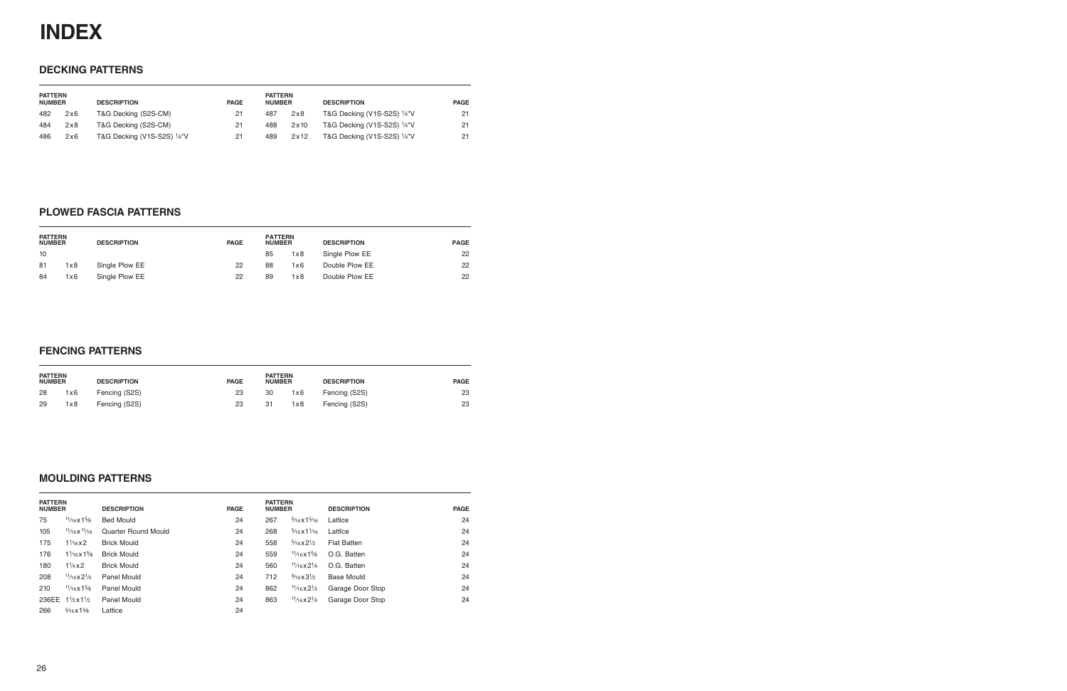# INDEX

## DECKING PATTERNS

| PATTERN NUMBER | | DESCRIPTION | PAGE | PATTERN NUMBER | | DESCRIPTION | PAGE |
|---|---|---|---|---|---|---|---|
| 482 | 2x6 | T&G Decking (S2S-CM) | 21 | 487 | 2x8 | T&G Decking (V1S-S2S) ¼"V | 21 |
| 484 | 2x8 | T&G Decking (S2S-CM) | 21 | 488 | 2x10 | T&G Decking (V1S-S2S) ¼"V | 21 |
| 486 | 2x6 | T&G Decking (V1S-S2S) ¼"V | 21 | 489 | 2x12 | T&G Decking (V1S-S2S) ¼"V | 21 |

## PLOWED FASCIA PATTERNS

| PATTERN NUMBER | | DESCRIPTION | PAGE | PATTERN NUMBER | | DESCRIPTION | PAGE |
|---|---|---|---|---|---|---|---|
| 10 | | | | 85 | 1x8 | Single Plow EE | 22 |
| 81 | 1x8 | Single Plow EE | 22 | 88 | 1x6 | Double Plow EE | 22 |
| 84 | 1x6 | Single Plow EE | 22 | 89 | 1x8 | Double Plow EE | 22 |

## FENCING PATTERNS

| PATTERN NUMBER | | DESCRIPTION | PAGE | PATTERN NUMBER | | DESCRIPTION | PAGE |
|---|---|---|---|---|---|---|---|
| 28 | 1x6 | Fencing (S2S) | 23 | 30 | 1x6 | Fencing (S2S) | 23 |
| 29 | 1x8 | Fencing (S2S) | 23 | 31 | 1x8 | Fencing (S2S) | 23 |

## MOULDING PATTERNS

| PATTERN NUMBER | | DESCRIPTION | PAGE | PATTERN NUMBER | | DESCRIPTION | PAGE |
|---|---|---|---|---|---|---|---|
| 75 | 11⁄16x1⅝ | Bed Mould | 24 | 267 | 5⁄16x15⁄16 | Lattice | 24 |
| 105 | 11⁄16x11⁄16 | Quarter Round Mould | 24 | 268 | 5⁄16x11⁄16 | Lattice | 24 |
| 175 | 11⁄16x2 | Brick Mould | 24 | 558 | 5⁄16x2½ | Flat Batten | 24 |
| 176 | 11⁄16x1⅝ | Brick Mould | 24 | 559 | 11⁄16x1⅝ | O.G. Batten | 24 |
| 180 | 1¼x2 | Brick Mould | 24 | 560 | 11⁄16x2¼ | O.G. Batten | 24 |
| 208 | 11⁄16x2¼ | Panel Mould | 24 | 712 | 9⁄16x3½ | Base Mould | 24 |
| 210 | 11⁄16x1⅝ | Panel Mould | 24 | 862 | 11⁄16x2½ | Garage Door Stop | 24 |
| 236EE | 1½x1½ | Panel Mould | 24 | 863 | 11⁄16x2¼ | Garage Door Stop | 24 |
| 266 | 5⁄16x1⅝ | Lattice | 24 | | | | |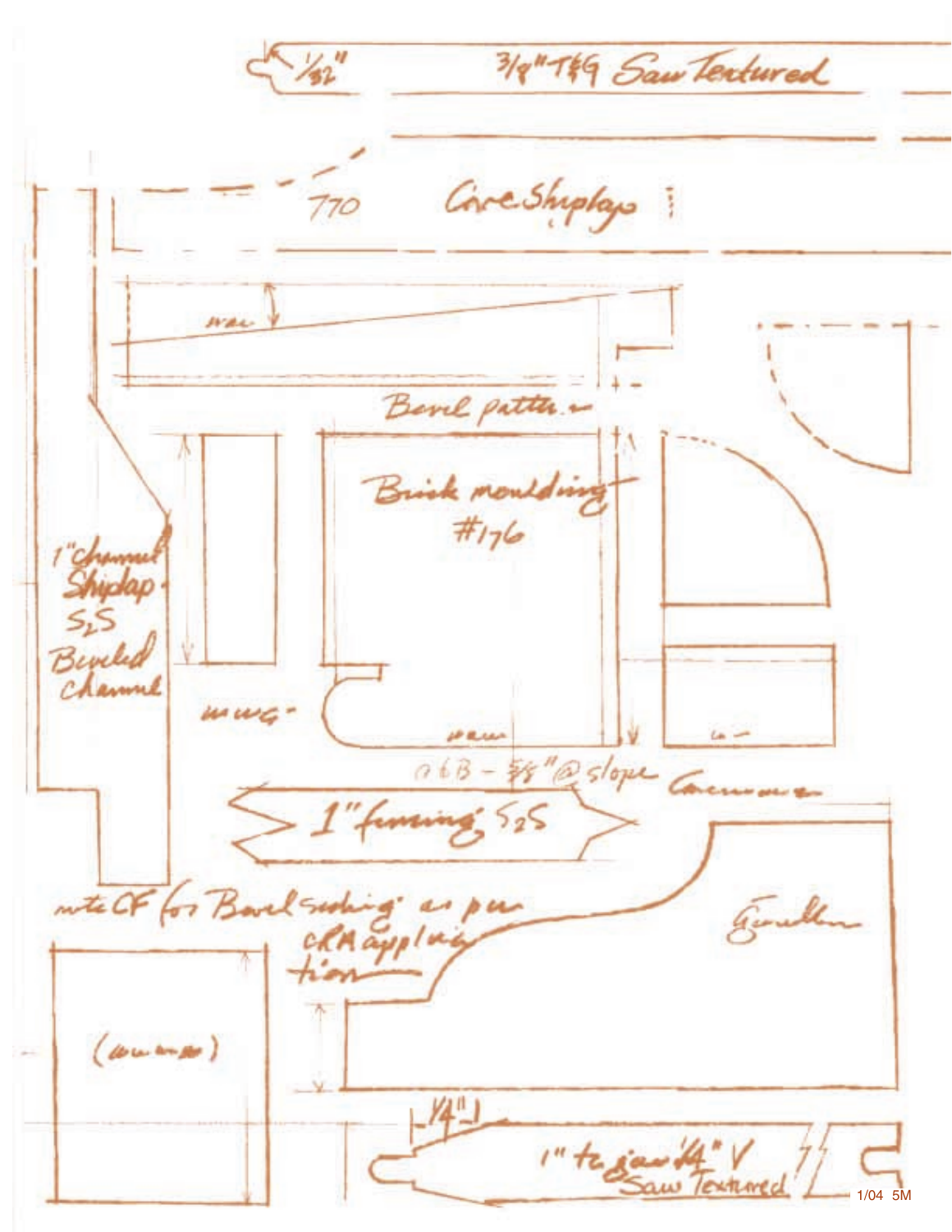1/32"

3/8" T&G Saw Textured

770 Cove Shiplap

Bevel pattern

Brick moulding #176

1" channel Shiplap S2S Beveled channel

1" fencing S2S

note CF for Bevel siding as per CRA application

1" tongue & groove 1/4" V Saw Textured

1/4"